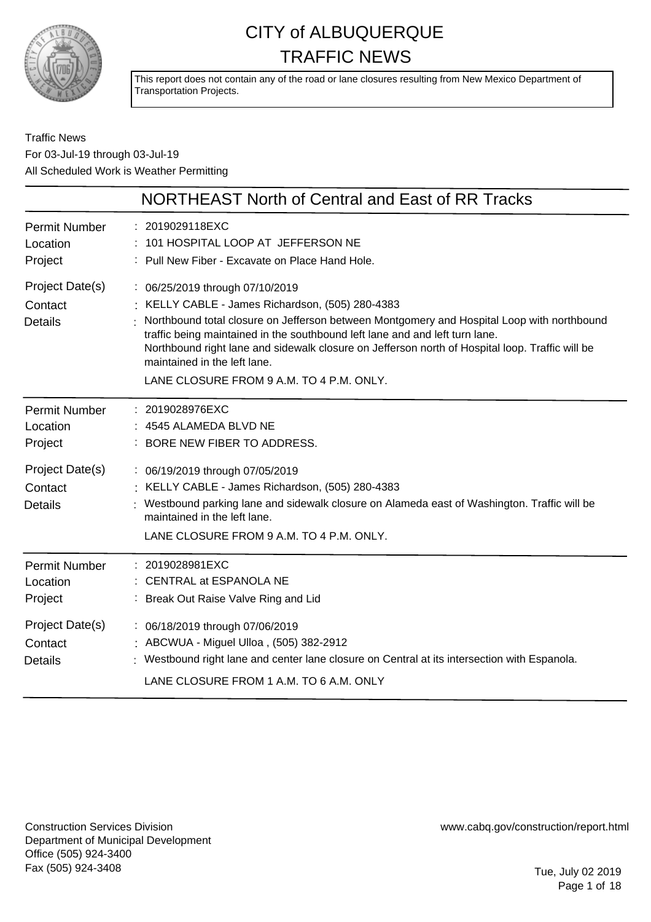# CITY of ALBUQUERQUE TRAFFIC NEWS

This report does not contain any of the road or lane closures resulting from New Mexico Department of Transportation Projects.

Traffic News
For 03-Jul-19 through 03-Jul-19
All Scheduled Work is Weather Permitting

## NORTHEAST North of Central and East of RR Tracks

**Permit Number**: 2019029118EXC
**Location**: 101 HOSPITAL LOOP AT JEFFERSON NE
**Project**: Pull New Fiber - Excavate on Place Hand Hole.
**Project Date(s)**: 06/25/2019 through 07/10/2019
**Contact**: KELLY CABLE - James Richardson, (505) 280-4383
**Details**: Northbound total closure on Jefferson between Montgomery and Hospital Loop with northbound traffic being maintained in the southbound left lane and and left turn lane.
Northbound right lane and sidewalk closure on Jefferson north of Hospital loop. Traffic will be maintained in the left lane.

LANE CLOSURE FROM 9 A.M. TO 4 P.M. ONLY.

---

**Permit Number**: 2019028976EXC
**Location**: 4545 ALAMEDA BLVD NE
**Project**: BORE NEW FIBER TO ADDRESS.
**Project Date(s)**: 06/19/2019 through 07/05/2019
**Contact**: KELLY CABLE - James Richardson, (505) 280-4383
**Details**: Westbound parking lane and sidewalk closure on Alameda east of Washington. Traffic will be maintained in the left lane.

LANE CLOSURE FROM 9 A.M. TO 4 P.M. ONLY.

---

**Permit Number**: 2019028981EXC
**Location**: CENTRAL at ESPANOLA NE
**Project**: Break Out Raise Valve Ring and Lid
**Project Date(s)**: 06/18/2019 through 07/06/2019
**Contact**: ABCWUA - Miguel Ulloa , (505) 382-2912
**Details**: Westbound right lane and center lane closure on Central at its intersection with Espanola.

LANE CLOSURE FROM 1 A.M. TO 6 A.M. ONLY

---

Construction Services Division
Department of Municipal Development
Office (505) 924-3400
Fax (505) 924-3408

www.cabq.gov/construction/report.html

Tue, July 02 2019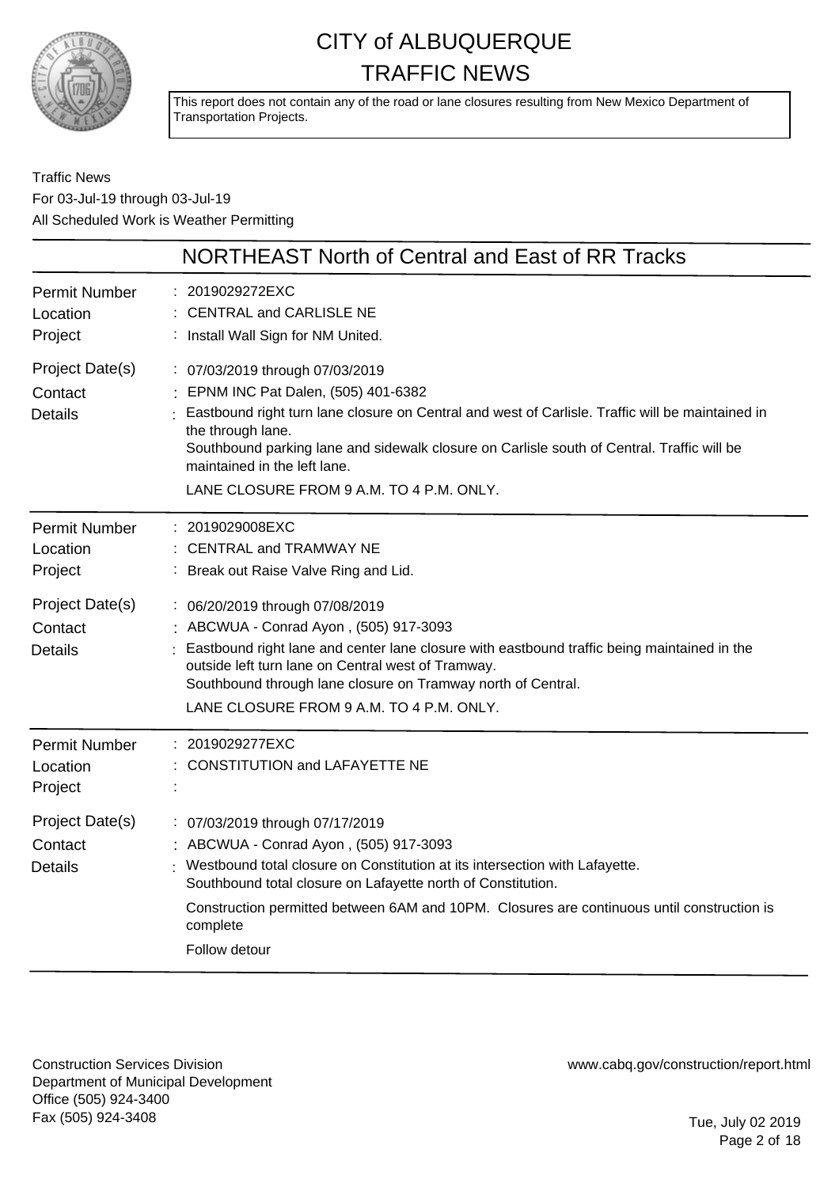# CITY of ALBUQUERQUE TRAFFIC NEWS

This report does not contain any of the road or lane closures resulting from New Mexico Department of Transportation Projects.

Traffic News
For 03-Jul-19 through 03-Jul-19
All Scheduled Work is Weather Permitting

## NORTHEAST North of Central and East of RR Tracks

| | |
|---|---|
| Permit Number | 2019029272EXC |
| Location | CENTRAL and CARLISLE NE |
| Project | Install Wall Sign for NM United. |
| Project Date(s) | 07/03/2019 through 07/03/2019 |
| Contact | EPNM INC Pat Dalen, (505) 401-6382 |
| Details | Eastbound right turn lane closure on Central and west of Carlisle. Traffic will be maintained in the through lane.<br>Southbound parking lane and sidewalk closure on Carlisle south of Central. Traffic will be maintained in the left lane.<br>LANE CLOSURE FROM 9 A.M. TO 4 P.M. ONLY. |

| | |
|---|---|
| Permit Number | 2019029008EXC |
| Location | CENTRAL and TRAMWAY NE |
| Project | Break out Raise Valve Ring and Lid. |
| Project Date(s) | 06/20/2019 through 07/08/2019 |
| Contact | ABCWUA - Conrad Ayon , (505) 917-3093 |
| Details | Eastbound right lane and center lane closure with eastbound traffic being maintained in the outside left turn lane on Central west of Tramway.<br>Southbound through lane closure on Tramway north of Central.<br>LANE CLOSURE FROM 9 A.M. TO 4 P.M. ONLY. |

| | |
|---|---|
| Permit Number | 2019029277EXC |
| Location | CONSTITUTION and LAFAYETTE NE |
| Project | |
| Project Date(s) | 07/03/2019 through 07/17/2019 |
| Contact | ABCWUA - Conrad Ayon , (505) 917-3093 |
| Details | Westbound total closure on Constitution at its intersection with Lafayette.<br>Southbound total closure on Lafayette north of Constitution.<br>Construction permitted between 6AM and 10PM. Closures are continuous until construction is complete<br>Follow detour |

Construction Services Division
Department of Municipal Development
Office (505) 924-3400
Fax (505) 924-3408

www.cabq.gov/construction/report.html

Tue, July 02 2019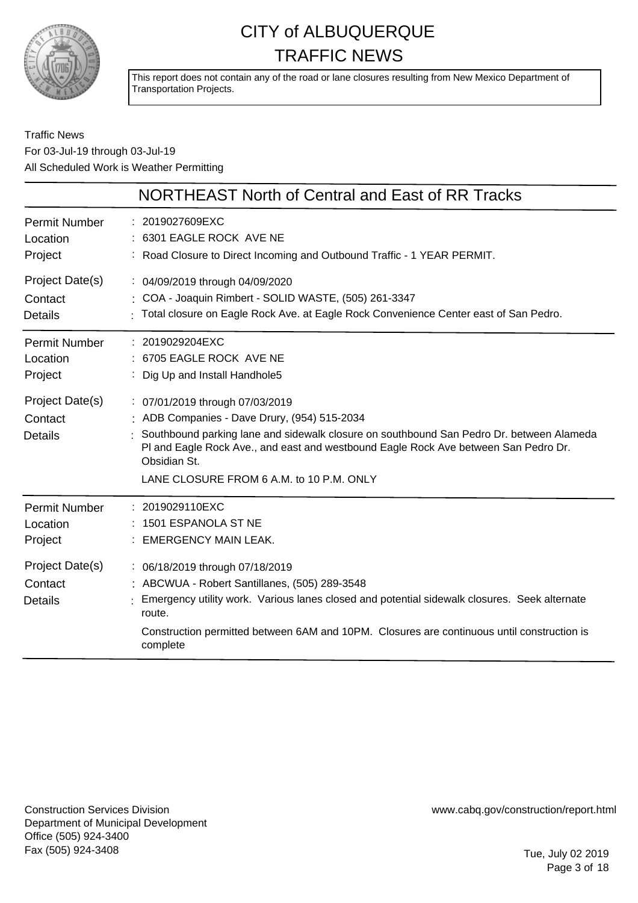# CITY of ALBUQUERQUE TRAFFIC NEWS

This report does not contain any of the road or lane closures resulting from New Mexico Department of Transportation Projects.

Traffic News
For 03-Jul-19 through 03-Jul-19
All Scheduled Work is Weather Permitting

## NORTHEAST North of Central and East of RR Tracks

| | |
|---|---|
| Permit Number | : 2019027609EXC |
| Location | : 6301 EAGLE ROCK AVE NE |
| Project | : Road Closure to Direct Incoming and Outbound Traffic - 1 YEAR PERMIT. |
| Project Date(s) | : 04/09/2019 through 04/09/2020 |
| Contact | : COA - Joaquin Rimbert - SOLID WASTE, (505) 261-3347 |
| Details | : Total closure on Eagle Rock Ave. at Eagle Rock Convenience Center east of San Pedro. |

| | |
|---|---|
| Permit Number | : 2019029204EXC |
| Location | : 6705 EAGLE ROCK AVE NE |
| Project | : Dig Up and Install Handhole5 |
| Project Date(s) | : 07/01/2019 through 07/03/2019 |
| Contact | : ADB Companies - Dave Drury, (954) 515-2034 |
| Details | : Southbound parking lane and sidewalk closure on southbound San Pedro Dr. between Alameda Pl and Eagle Rock Ave., and east and westbound Eagle Rock Ave between San Pedro Dr. Obsidian St.<br>LANE CLOSURE FROM 6 A.M. to 10 P.M. ONLY |

| | |
|---|---|
| Permit Number | : 2019029110EXC |
| Location | : 1501 ESPANOLA ST NE |
| Project | : EMERGENCY MAIN LEAK. |
| Project Date(s) | : 06/18/2019 through 07/18/2019 |
| Contact | : ABCWUA - Robert Santillanes, (505) 289-3548 |
| Details | : Emergency utility work. Various lanes closed and potential sidewalk closures. Seek alternate route.<br>Construction permitted between 6AM and 10PM. Closures are continuous until construction is complete |

Construction Services Division
Department of Municipal Development
Office (505) 924-3400
Fax (505) 924-3408

www.cabq.gov/construction/report.html

Tue, July 02 2019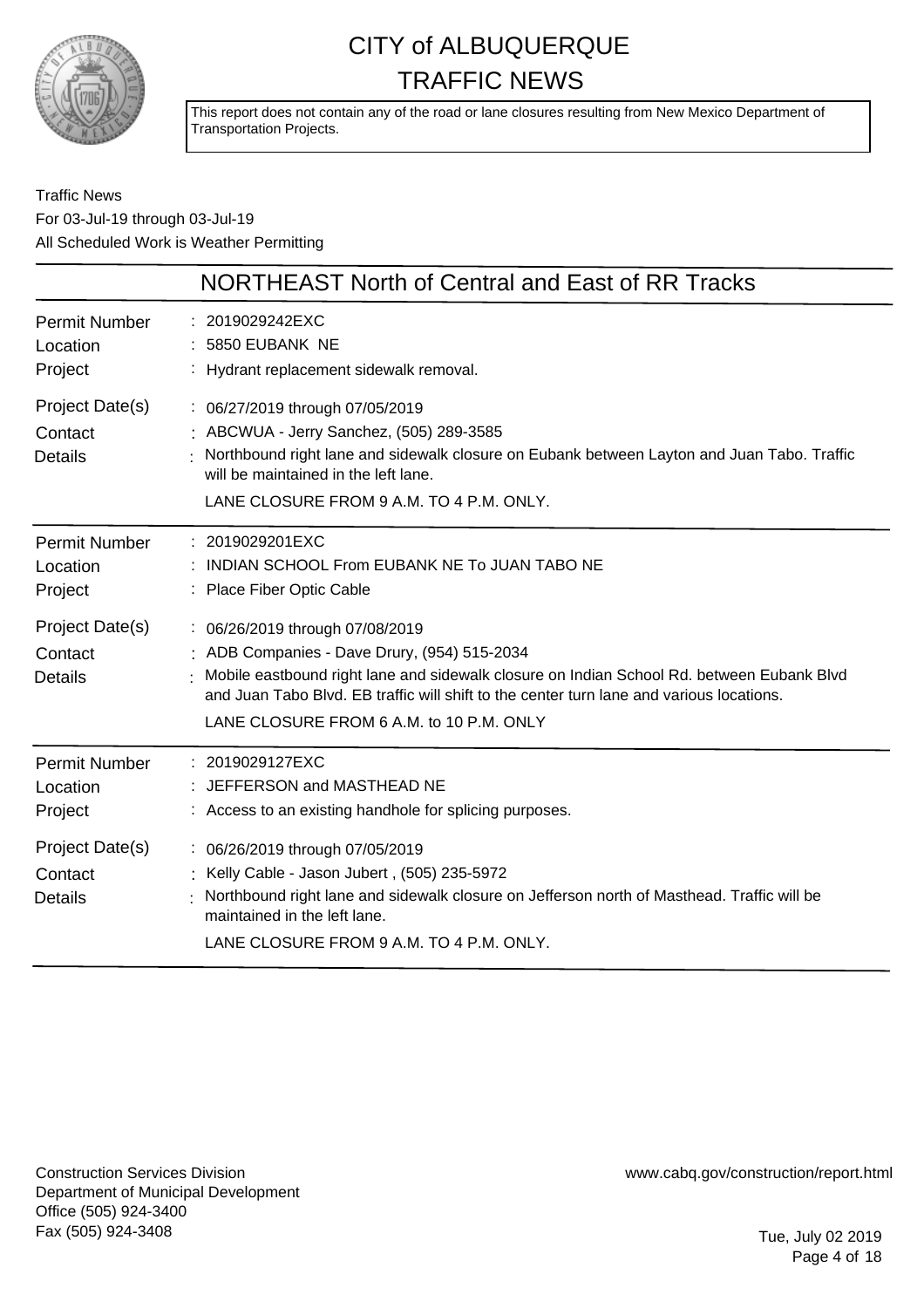# CITY of ALBUQUERQUE
# TRAFFIC NEWS

This report does not contain any of the road or lane closures resulting from New Mexico Department of Transportation Projects.

Traffic News
For 03-Jul-19 through 03-Jul-19
All Scheduled Work is Weather Permitting

## NORTHEAST North of Central and East of RR Tracks

| | |
|---|---|
| Permit Number | 2019029242EXC |
| Location | 5850 EUBANK NE |
| Project | Hydrant replacement sidewalk removal. |
| Project Date(s) | 06/27/2019 through 07/05/2019 |
| Contact | ABCWUA - Jerry Sanchez, (505) 289-3585 |
| Details | Northbound right lane and sidewalk closure on Eubank between Layton and Juan Tabo. Traffic will be maintained in the left lane.<br>LANE CLOSURE FROM 9 A.M. TO 4 P.M. ONLY. |

| | |
|---|---|
| Permit Number | 2019029201EXC |
| Location | INDIAN SCHOOL From EUBANK NE To JUAN TABO NE |
| Project | Place Fiber Optic Cable |
| Project Date(s) | 06/26/2019 through 07/08/2019 |
| Contact | ADB Companies - Dave Drury, (954) 515-2034 |
| Details | Mobile eastbound right lane and sidewalk closure on Indian School Rd. between Eubank Blvd and Juan Tabo Blvd. EB traffic will shift to the center turn lane and various locations.<br>LANE CLOSURE FROM 6 A.M. to 10 P.M. ONLY |

| | |
|---|---|
| Permit Number | 2019029127EXC |
| Location | JEFFERSON and MASTHEAD NE |
| Project | Access to an existing handhole for splicing purposes. |
| Project Date(s) | 06/26/2019 through 07/05/2019 |
| Contact | Kelly Cable - Jason Jubert , (505) 235-5972 |
| Details | Northbound right lane and sidewalk closure on Jefferson north of Masthead. Traffic will be maintained in the left lane.<br>LANE CLOSURE FROM 9 A.M. TO 4 P.M. ONLY. |

Construction Services Division
Department of Municipal Development
Office (505) 924-3400
Fax (505) 924-3408

www.cabq.gov/construction/report.html

Tue, July 02 2019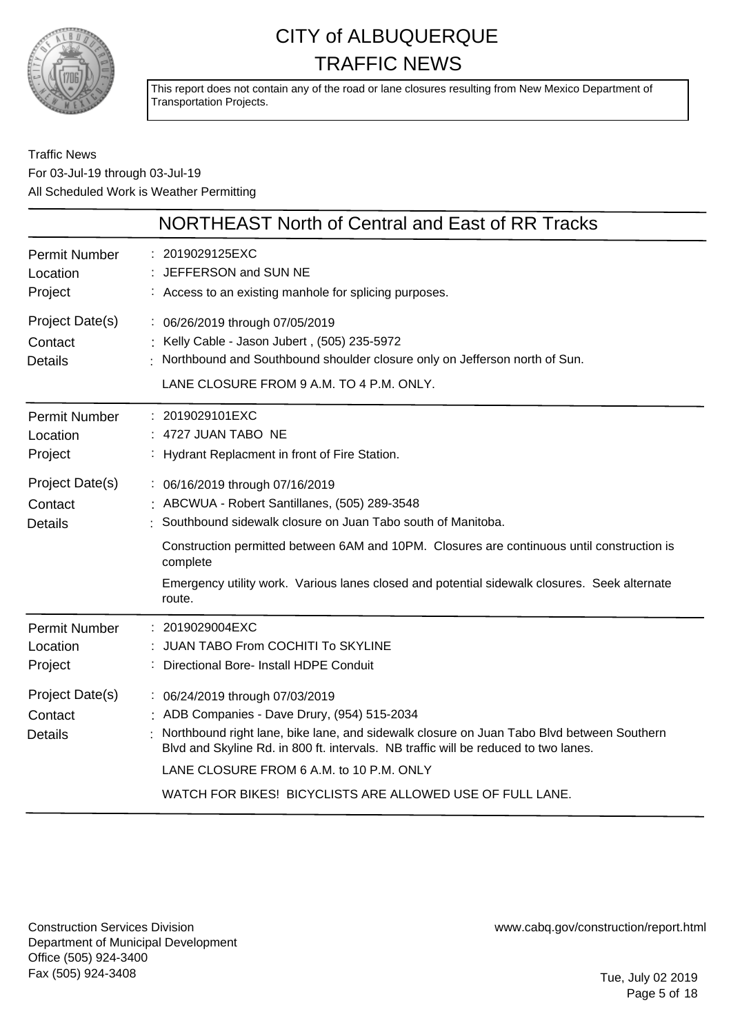# CITY of ALBUQUERQUE
# TRAFFIC NEWS

This report does not contain any of the road or lane closures resulting from New Mexico Department of Transportation Projects.

Traffic News
For 03-Jul-19 through 03-Jul-19
All Scheduled Work is Weather Permitting

## NORTHEAST North of Central and East of RR Tracks

| | |
|---|---|
| Permit Number | 2019029125EXC |
| Location | JEFFERSON and SUN NE |
| Project | Access to an existing manhole for splicing purposes. |
| Project Date(s) | 06/26/2019 through 07/05/2019 |
| Contact | Kelly Cable - Jason Jubert , (505) 235-5972 |
| Details | Northbound and Southbound shoulder closure only on Jefferson north of Sun.<br><br>LANE CLOSURE FROM 9 A.M. TO 4 P.M. ONLY. |

| | |
|---|---|
| Permit Number | 2019029101EXC |
| Location | 4727 JUAN TABO NE |
| Project | Hydrant Replacment in front of Fire Station. |
| Project Date(s) | 06/16/2019 through 07/16/2019 |
| Contact | ABCWUA - Robert Santillanes, (505) 289-3548 |
| Details | Southbound sidewalk closure on Juan Tabo south of Manitoba.<br><br>Construction permitted between 6AM and 10PM. Closures are continuous until construction is complete<br><br>Emergency utility work. Various lanes closed and potential sidewalk closures. Seek alternate route. |

| | |
|---|---|
| Permit Number | 2019029004EXC |
| Location | JUAN TABO From COCHITI To SKYLINE |
| Project | Directional Bore- Install HDPE Conduit |
| Project Date(s) | 06/24/2019 through 07/03/2019 |
| Contact | ADB Companies - Dave Drury, (954) 515-2034 |
| Details | Northbound right lane, bike lane, and sidewalk closure on Juan Tabo Blvd between Southern Blvd and Skyline Rd. in 800 ft. intervals. NB traffic will be reduced to two lanes.<br><br>LANE CLOSURE FROM 6 A.M. to 10 P.M. ONLY<br><br>WATCH FOR BIKES! BICYCLISTS ARE ALLOWED USE OF FULL LANE. |

Construction Services Division
Department of Municipal Development
Office (505) 924-3400
Fax (505) 924-3408

www.cabq.gov/construction/report.html

Tue, July 02 2019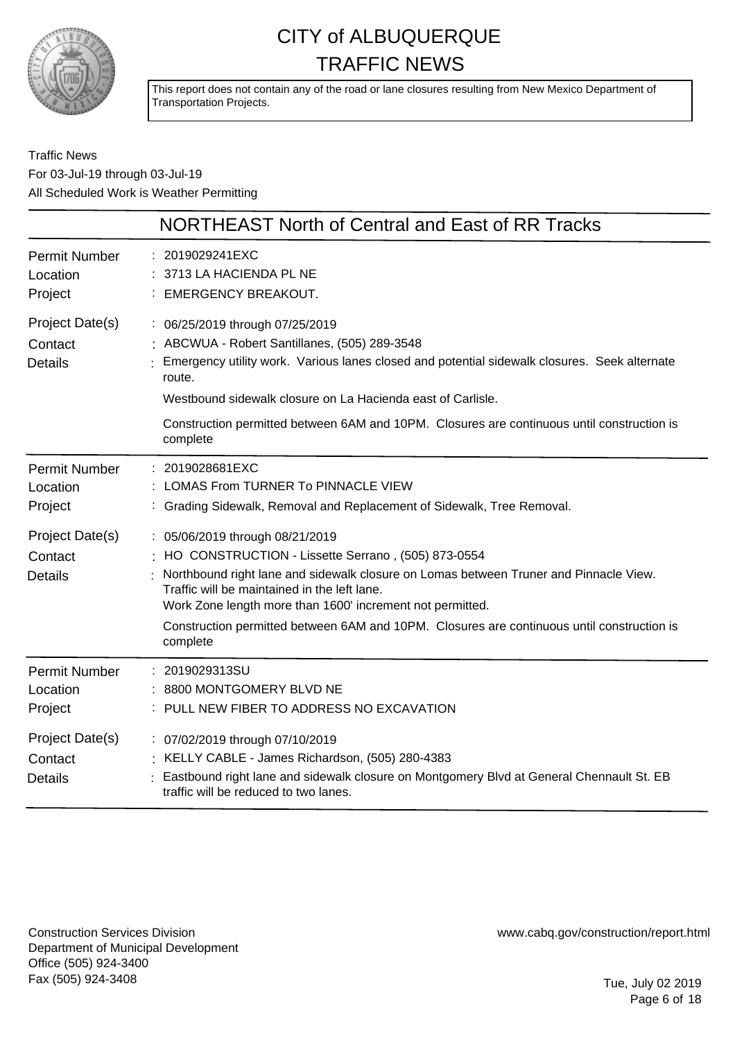# CITY of ALBUQUERQUE
# TRAFFIC NEWS

This report does not contain any of the road or lane closures resulting from New Mexico Department of Transportation Projects.

Traffic News
For 03-Jul-19 through 03-Jul-19
All Scheduled Work is Weather Permitting

## NORTHEAST North of Central and East of RR Tracks

| | |
|---|---|
| Permit Number | 2019029241EXC |
| Location | 3713 LA HACIENDA PL NE |
| Project | EMERGENCY BREAKOUT. |
| Project Date(s) | 06/25/2019 through 07/25/2019 |
| Contact | ABCWUA - Robert Santillanes, (505) 289-3548 |
| Details | Emergency utility work. Various lanes closed and potential sidewalk closures. Seek alternate route.<br>Westbound sidewalk closure on La Hacienda east of Carlisle.<br>Construction permitted between 6AM and 10PM. Closures are continuous until construction is complete |

| | |
|---|---|
| Permit Number | 2019028681EXC |
| Location | LOMAS From TURNER To PINNACLE VIEW |
| Project | Grading Sidewalk, Removal and Replacement of Sidewalk, Tree Removal. |
| Project Date(s) | 05/06/2019 through 08/21/2019 |
| Contact | HO CONSTRUCTION - Lissette Serrano , (505) 873-0554 |
| Details | Northbound right lane and sidewalk closure on Lomas between Truner and Pinnacle View. Traffic will be maintained in the left lane.<br>Work Zone length more than 1600' increment not permitted.<br>Construction permitted between 6AM and 10PM. Closures are continuous until construction is complete |

| | |
|---|---|
| Permit Number | 2019029313SU |
| Location | 8800 MONTGOMERY BLVD NE |
| Project | PULL NEW FIBER TO ADDRESS NO EXCAVATION |
| Project Date(s) | 07/02/2019 through 07/10/2019 |
| Contact | KELLY CABLE - James Richardson, (505) 280-4383 |
| Details | Eastbound right lane and sidewalk closure on Montgomery Blvd at General Chennault St. EB traffic will be reduced to two lanes. |

Construction Services Division
Department of Municipal Development
Office (505) 924-3400
Fax (505) 924-3408

www.cabq.gov/construction/report.html

Tue, July 02 2019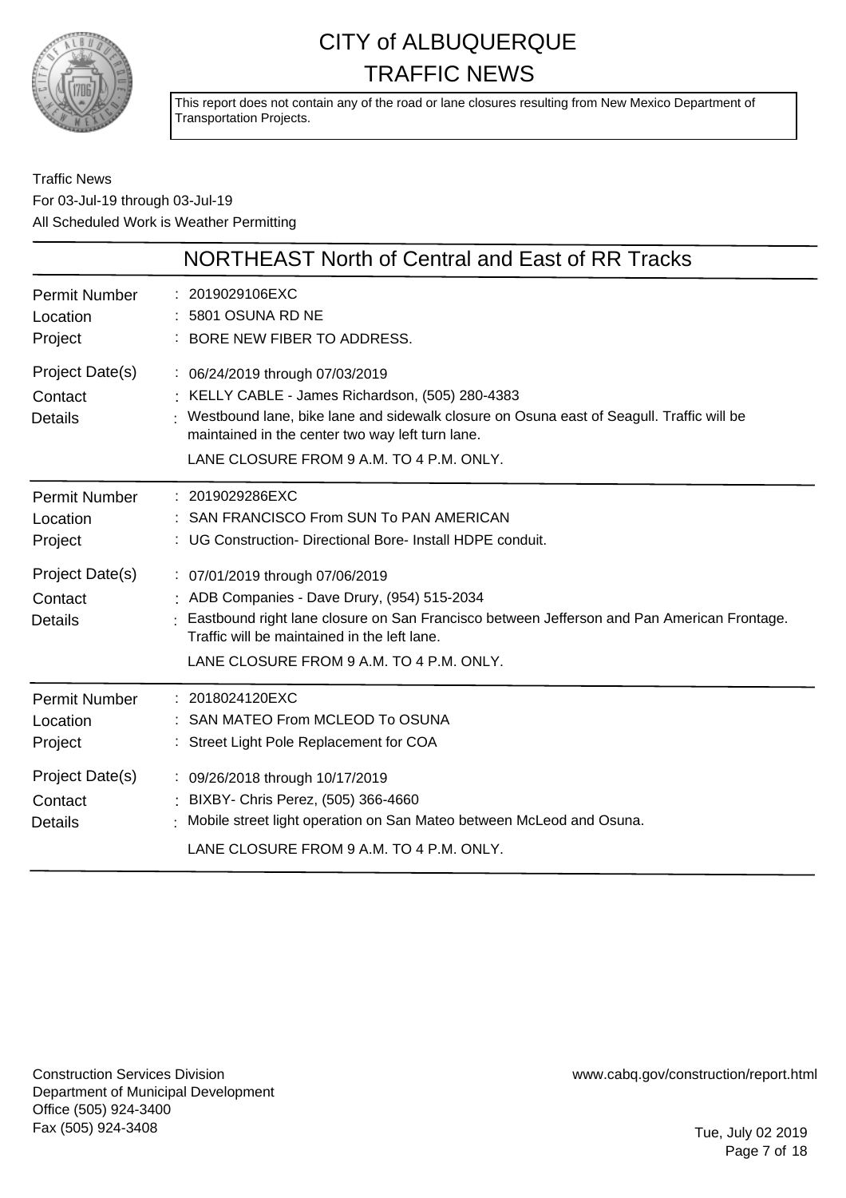# CITY of ALBUQUERQUE
# TRAFFIC NEWS

This report does not contain any of the road or lane closures resulting from New Mexico Department of Transportation Projects.

Traffic News
For 03-Jul-19 through 03-Jul-19
All Scheduled Work is Weather Permitting

## NORTHEAST North of Central and East of RR Tracks

| | |
|---|---|
| Permit Number | : 2019029106EXC |
| Location | : 5801 OSUNA RD NE |
| Project | : BORE NEW FIBER TO ADDRESS. |
| Project Date(s) | : 06/24/2019 through 07/03/2019 |
| Contact | : KELLY CABLE - James Richardson, (505) 280-4383 |
| Details | : Westbound lane, bike lane and sidewalk closure on Osuna east of Seagull. Traffic will be maintained in the center two way left turn lane.<br>LANE CLOSURE FROM 9 A.M. TO 4 P.M. ONLY. |

| | |
|---|---|
| Permit Number | : 2019029286EXC |
| Location | : SAN FRANCISCO From SUN To PAN AMERICAN |
| Project | : UG Construction- Directional Bore- Install HDPE conduit. |
| Project Date(s) | : 07/01/2019 through 07/06/2019 |
| Contact | : ADB Companies - Dave Drury, (954) 515-2034 |
| Details | : Eastbound right lane closure on San Francisco between Jefferson and Pan American Frontage. Traffic will be maintained in the left lane.<br>LANE CLOSURE FROM 9 A.M. TO 4 P.M. ONLY. |

| | |
|---|---|
| Permit Number | : 2018024120EXC |
| Location | : SAN MATEO From MCLEOD To OSUNA |
| Project | : Street Light Pole Replacement for COA |
| Project Date(s) | : 09/26/2018 through 10/17/2019 |
| Contact | : BIXBY- Chris Perez, (505) 366-4660 |
| Details | : Mobile street light operation on San Mateo between McLeod and Osuna.<br>LANE CLOSURE FROM 9 A.M. TO 4 P.M. ONLY. |

Construction Services Division
Department of Municipal Development
Office (505) 924-3400
Fax (505) 924-3408

www.cabq.gov/construction/report.html

Tue, July 02 2019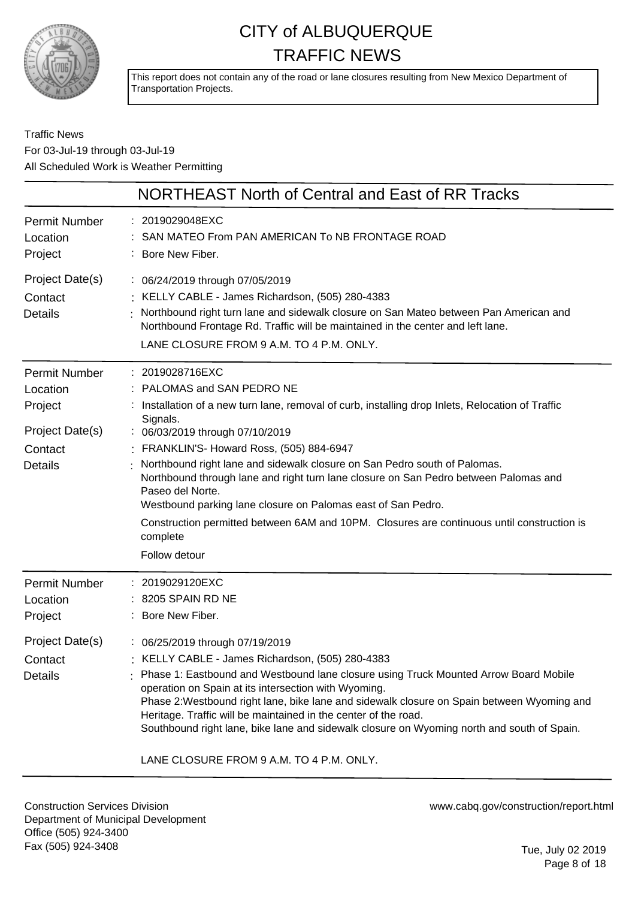# CITY of ALBUQUERQUE
# TRAFFIC NEWS

This report does not contain any of the road or lane closures resulting from New Mexico Department of Transportation Projects.

Traffic News
For 03-Jul-19 through 03-Jul-19
All Scheduled Work is Weather Permitting

## NORTHEAST North of Central and East of RR Tracks

| | |
|---|---|
| Permit Number | 2019029048EXC |
| Location | SAN MATEO From PAN AMERICAN To NB FRONTAGE ROAD |
| Project | Bore New Fiber. |
| Project Date(s) | 06/24/2019 through 07/05/2019 |
| Contact | KELLY CABLE - James Richardson, (505) 280-4383 |
| Details | Northbound right turn lane and sidewalk closure on San Mateo between Pan American and Northbound Frontage Rd. Traffic will be maintained in the center and left lane.<br>LANE CLOSURE FROM 9 A.M. TO 4 P.M. ONLY. |

| | |
|---|---|
| Permit Number | 2019028716EXC |
| Location | PALOMAS and SAN PEDRO NE |
| Project | Installation of a new turn lane, removal of curb, installing drop Inlets, Relocation of Traffic Signals. |
| Project Date(s) | 06/03/2019 through 07/10/2019 |
| Contact | FRANKLIN'S- Howard Ross, (505) 884-6947 |
| Details | Northbound right lane and sidewalk closure on San Pedro south of Palomas.<br>Northbound through lane and right turn lane closure on San Pedro between Palomas and Paseo del Norte.<br>Westbound parking lane closure on Palomas east of San Pedro.<br>Construction permitted between 6AM and 10PM. Closures are continuous until construction is complete<br>Follow detour |

| | |
|---|---|
| Permit Number | 2019029120EXC |
| Location | 8205 SPAIN RD NE |
| Project | Bore New Fiber. |
| Project Date(s) | 06/25/2019 through 07/19/2019 |
| Contact | KELLY CABLE - James Richardson, (505) 280-4383 |
| Details | Phase 1: Eastbound and Westbound lane closure using Truck Mounted Arrow Board Mobile operation on Spain at its intersection with Wyoming.<br>Phase 2:Westbound right lane, bike lane and sidewalk closure on Spain between Wyoming and Heritage. Traffic will be maintained in the center of the road.<br>Southbound right lane, bike lane and sidewalk closure on Wyoming north and south of Spain.<br>LANE CLOSURE FROM 9 A.M. TO 4 P.M. ONLY. |

Construction Services Division
Department of Municipal Development
Office (505) 924-3400
Fax (505) 924-3408

www.cabq.gov/construction/report.html

Tue, July 02 2019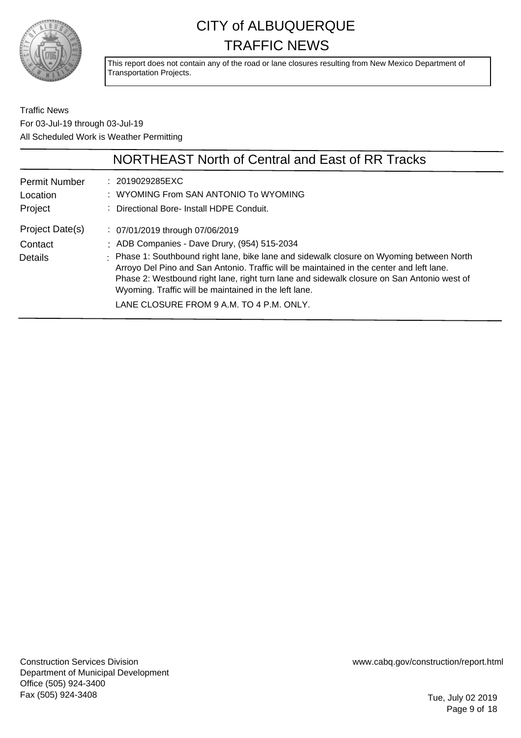# CITY of ALBUQUERQUE TRAFFIC NEWS

This report does not contain any of the road or lane closures resulting from New Mexico Department of Transportation Projects.

Traffic News
For 03-Jul-19 through 03-Jul-19
All Scheduled Work is Weather Permitting

## NORTHEAST North of Central and East of RR Tracks

| | |
|---|---|
| Permit Number | : 2019029285EXC |
| Location | : WYOMING From SAN ANTONIO To WYOMING |
| Project | : Directional Bore- Install HDPE Conduit. |
| Project Date(s) | : 07/01/2019 through 07/06/2019 |
| Contact | : ADB Companies - Dave Drury, (954) 515-2034 |
| Details | : Phase 1: Southbound right lane, bike lane and sidewalk closure on Wyoming between North Arroyo Del Pino and San Antonio. Traffic will be maintained in the center and left lane. Phase 2: Westbound right lane, right turn lane and sidewalk closure on San Antonio west of Wyoming. Traffic will be maintained in the left lane. LANE CLOSURE FROM 9 A.M. TO 4 P.M. ONLY. |

Construction Services Division
Department of Municipal Development
Office (505) 924-3400
Fax (505) 924-3408

www.cabq.gov/construction/report.html

Tue, July 02 2019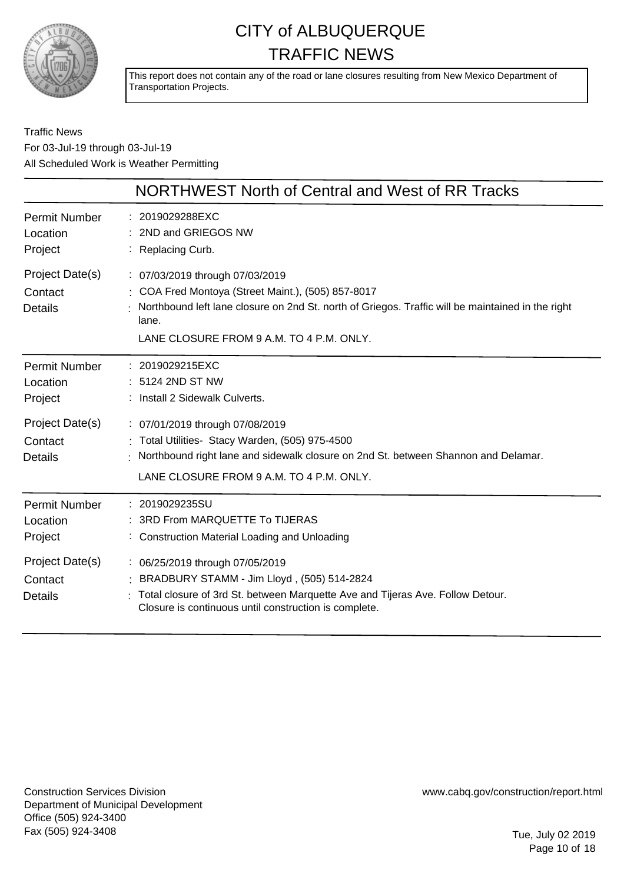# CITY of ALBUQUERQUE
## TRAFFIC NEWS

This report does not contain any of the road or lane closures resulting from New Mexico Department of Transportation Projects.

Traffic News
For 03-Jul-19 through 03-Jul-19
All Scheduled Work is Weather Permitting

## NORTHWEST North of Central and West of RR Tracks

| | |
|---|---|
| Permit Number | : 2019029288EXC |
| Location | : 2ND and GRIEGOS NW |
| Project | : Replacing Curb. |
| Project Date(s) | : 07/03/2019 through 07/03/2019 |
| Contact | : COA Fred Montoya (Street Maint.), (505) 857-8017 |
| Details | : Northbound left lane closure on 2nd St. north of Griegos. Traffic will be maintained in the right lane. LANE CLOSURE FROM 9 A.M. TO 4 P.M. ONLY. |

| | |
|---|---|
| Permit Number | : 2019029215EXC |
| Location | : 5124 2ND ST NW |
| Project | : Install 2 Sidewalk Culverts. |
| Project Date(s) | : 07/01/2019 through 07/08/2019 |
| Contact | : Total Utilities- Stacy Warden, (505) 975-4500 |
| Details | : Northbound right lane and sidewalk closure on 2nd St. between Shannon and Delamar. LANE CLOSURE FROM 9 A.M. TO 4 P.M. ONLY. |

| | |
|---|---|
| Permit Number | : 2019029235SU |
| Location | : 3RD From MARQUETTE To TIJERAS |
| Project | : Construction Material Loading and Unloading |
| Project Date(s) | : 06/25/2019 through 07/05/2019 |
| Contact | : BRADBURY STAMM - Jim Lloyd , (505) 514-2824 |
| Details | : Total closure of 3rd St. between Marquette Ave and Tijeras Ave. Follow Detour. Closure is continuous until construction is complete. |

Construction Services Division
Department of Municipal Development
Office (505) 924-3400
Fax (505) 924-3408

www.cabq.gov/construction/report.html

Tue, July 02 2019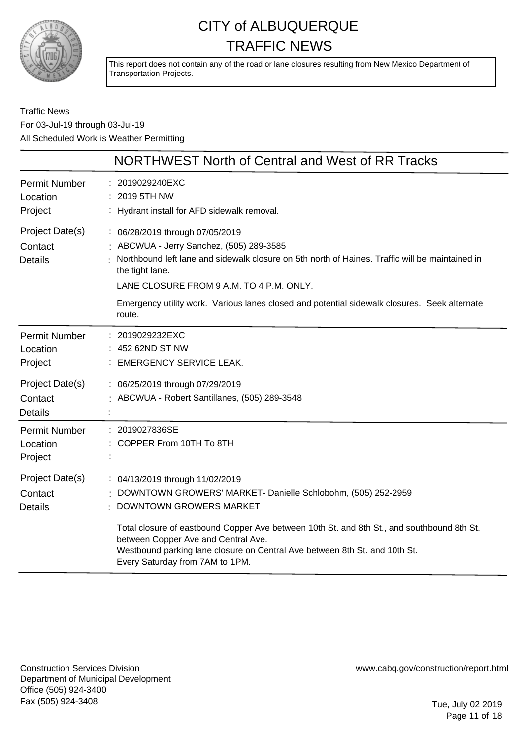# CITY of ALBUQUERQUE TRAFFIC NEWS

This report does not contain any of the road or lane closures resulting from New Mexico Department of Transportation Projects.

Traffic News
For 03-Jul-19 through 03-Jul-19
All Scheduled Work is Weather Permitting

## NORTHWEST North of Central and West of RR Tracks

| | |
|---|---|
| Permit Number | : 2019029240EXC |
| Location | : 2019 5TH NW |
| Project | : Hydrant install for AFD sidewalk removal. |
| Project Date(s) | : 06/28/2019 through 07/05/2019 |
| Contact | : ABCWUA - Jerry Sanchez, (505) 289-3585 |
| Details | : Northbound left lane and sidewalk closure on 5th north of Haines. Traffic will be maintained in the tight lane.<br>LANE CLOSURE FROM 9 A.M. TO 4 P.M. ONLY.<br>Emergency utility work. Various lanes closed and potential sidewalk closures. Seek alternate route. |

| | |
|---|---|
| Permit Number | : 2019029232EXC |
| Location | : 452 62ND ST NW |
| Project | : EMERGENCY SERVICE LEAK. |
| Project Date(s) | : 06/25/2019 through 07/29/2019 |
| Contact | : ABCWUA - Robert Santillanes, (505) 289-3548 |
| Details | : |

| | |
|---|---|
| Permit Number | : 2019027836SE |
| Location | : COPPER From 10TH To 8TH |
| Project | : |
| Project Date(s) | : 04/13/2019 through 11/02/2019 |
| Contact | : DOWNTOWN GROWERS' MARKET- Danielle Schlobohm, (505) 252-2959 |
| Details | : DOWNTOWN GROWERS MARKET<br>Total closure of eastbound Copper Ave between 10th St. and 8th St., and southbound 8th St. between Copper Ave and Central Ave.<br>Westbound parking lane closure on Central Ave between 8th St. and 10th St.<br>Every Saturday from 7AM to 1PM. |

Construction Services Division
Department of Municipal Development
Office (505) 924-3400
Fax (505) 924-3408

www.cabq.gov/construction/report.html

Tue, July 02 2019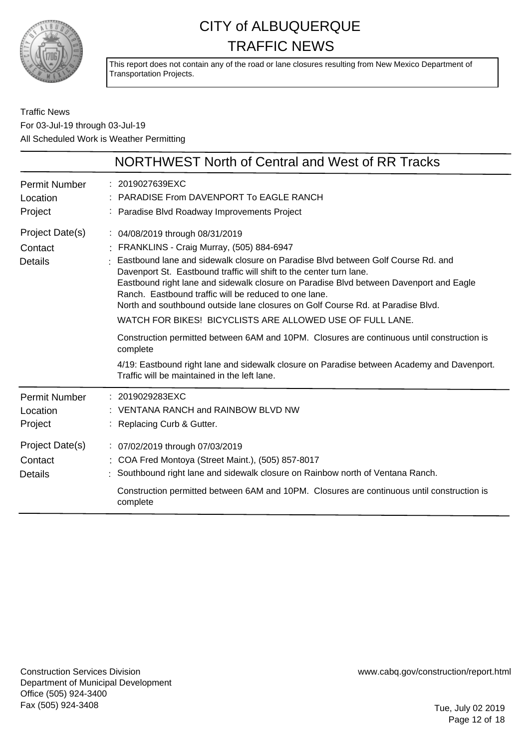# CITY of ALBUQUERQUE
# TRAFFIC NEWS

This report does not contain any of the road or lane closures resulting from New Mexico Department of Transportation Projects.

Traffic News
For 03-Jul-19 through 03-Jul-19
All Scheduled Work is Weather Permitting

## NORTHWEST North of Central and West of RR Tracks

| | |
|---|---|
| Permit Number | 2019027639EXC |
| Location | PARADISE From DAVENPORT To EAGLE RANCH |
| Project | Paradise Blvd Roadway Improvements Project |
| Project Date(s) | 04/08/2019 through 08/31/2019 |
| Contact | FRANKLINS - Craig Murray, (505) 884-6947 |
| Details | Eastbound lane and sidewalk closure on Paradise Blvd between Golf Course Rd. and Davenport St. Eastbound traffic will shift to the center turn lane.<br>Eastbound right lane and sidewalk closure on Paradise Blvd between Davenport and Eagle Ranch. Eastbound traffic will be reduced to one lane.<br>North and southbound outside lane closures on Golf Course Rd. at Paradise Blvd.<br>WATCH FOR BIKES! BICYCLISTS ARE ALLOWED USE OF FULL LANE.<br>Construction permitted between 6AM and 10PM. Closures are continuous until construction is complete<br>4/19: Eastbound right lane and sidewalk closure on Paradise between Academy and Davenport. Traffic will be maintained in the left lane. |

| | |
|---|---|
| Permit Number | 2019029283EXC |
| Location | VENTANA RANCH and RAINBOW BLVD NW |
| Project | Replacing Curb & Gutter. |
| Project Date(s) | 07/02/2019 through 07/03/2019 |
| Contact | COA Fred Montoya (Street Maint.), (505) 857-8017 |
| Details | Southbound right lane and sidewalk closure on Rainbow north of Ventana Ranch.<br>Construction permitted between 6AM and 10PM. Closures are continuous until construction is complete |

Construction Services Division
Department of Municipal Development
Office (505) 924-3400
Fax (505) 924-3408

www.cabq.gov/construction/report.html

Tue, July 02 2019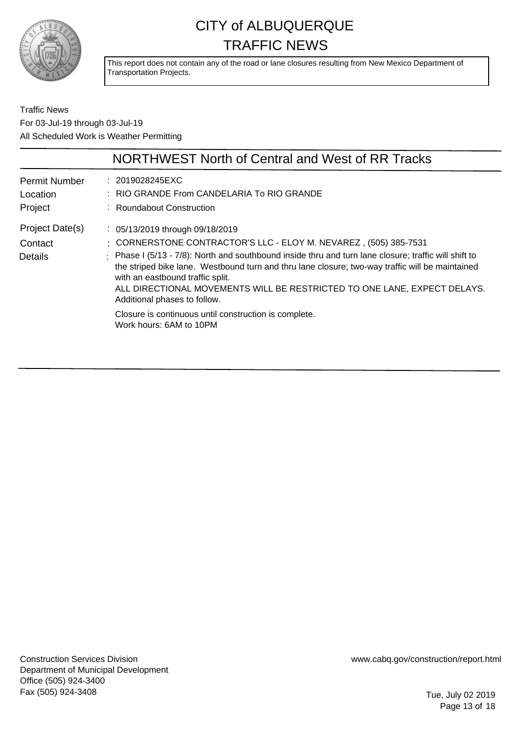# CITY of ALBUQUERQUE TRAFFIC NEWS

This report does not contain any of the road or lane closures resulting from New Mexico Department of Transportation Projects.

Traffic News
For 03-Jul-19 through 03-Jul-19
All Scheduled Work is Weather Permitting

## NORTHWEST North of Central and West of RR Tracks

**Permit Number** : 2019028245EXC

**Location** : RIO GRANDE From CANDELARIA To RIO GRANDE

**Project** : Roundabout Construction

**Project Date(s)** : 05/13/2019 through 09/18/2019

**Contact** : CORNERSTONE CONTRACTOR'S LLC - ELOY M. NEVAREZ , (505) 385-7531

**Details** : Phase I (5/13 - 7/8): North and southbound inside thru and turn lane closure; traffic will shift to the striped bike lane. Westbound turn and thru lane closure; two-way traffic will be maintained with an eastbound traffic split.
ALL DIRECTIONAL MOVEMENTS WILL BE RESTRICTED TO ONE LANE, EXPECT DELAYS.
Additional phases to follow.

Closure is continuous until construction is complete.
Work hours: 6AM to 10PM

Construction Services Division
Department of Municipal Development
Office (505) 924-3400
Fax (505) 924-3408

www.cabq.gov/construction/report.html

Tue, July 02 2019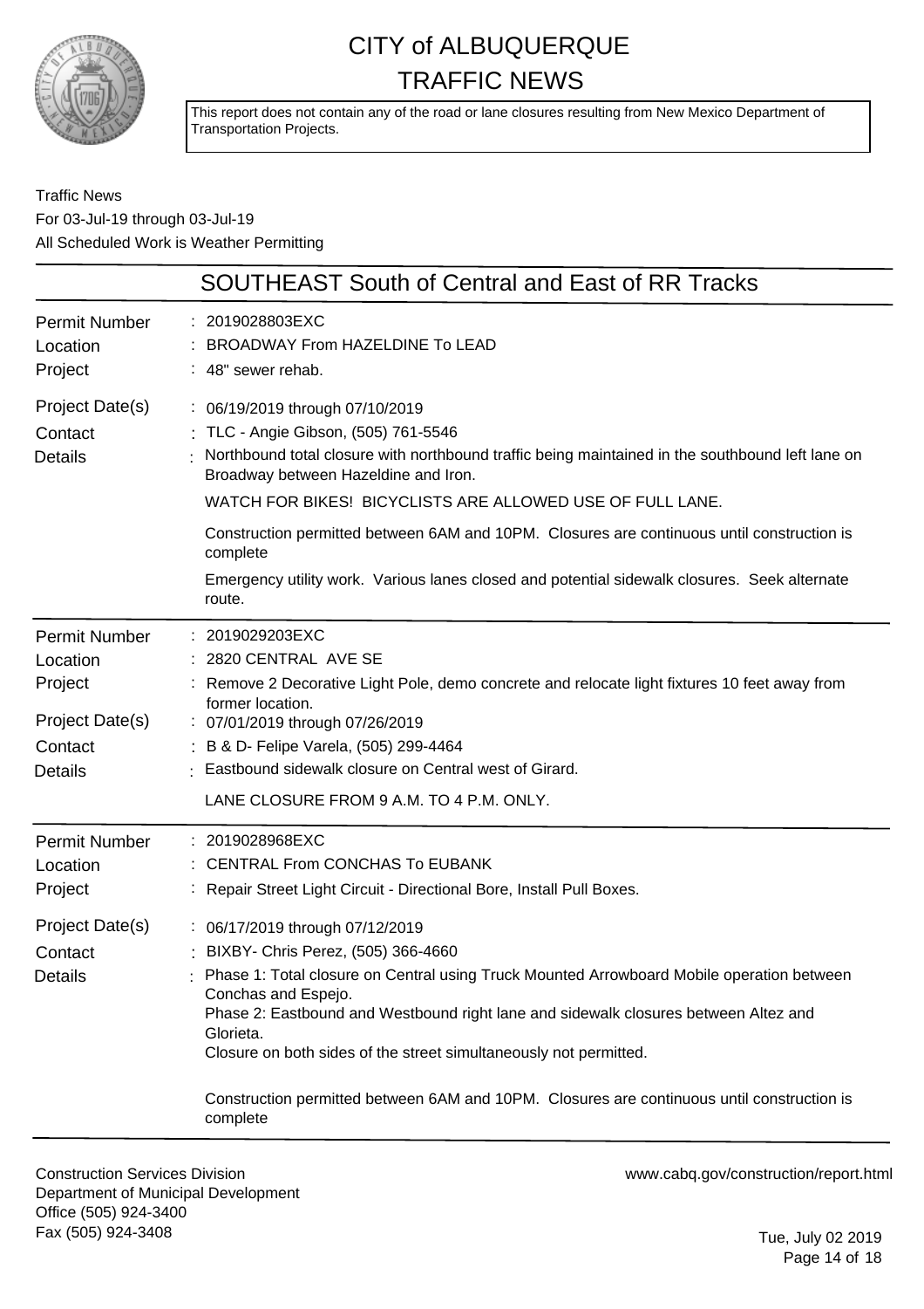# CITY of ALBUQUERQUE
# TRAFFIC NEWS

This report does not contain any of the road or lane closures resulting from New Mexico Department of Transportation Projects.

Traffic News
For 03-Jul-19 through 03-Jul-19
All Scheduled Work is Weather Permitting

## SOUTHEAST South of Central and East of RR Tracks

| | |
|---|---|
| Permit Number | 2019028803EXC |
| Location | BROADWAY From HAZELDINE To LEAD |
| Project | 48" sewer rehab. |
| Project Date(s) | 06/19/2019 through 07/10/2019 |
| Contact | TLC - Angie Gibson, (505) 761-5546 |
| Details | Northbound total closure with northbound traffic being maintained in the southbound left lane on Broadway between Hazeldine and Iron.<br>WATCH FOR BIKES! BICYCLISTS ARE ALLOWED USE OF FULL LANE.<br>Construction permitted between 6AM and 10PM. Closures are continuous until construction is complete<br>Emergency utility work. Various lanes closed and potential sidewalk closures. Seek alternate route. |

| | |
|---|---|
| Permit Number | 2019029203EXC |
| Location | 2820 CENTRAL AVE SE |
| Project | Remove 2 Decorative Light Pole, demo concrete and relocate light fixtures 10 feet away from former location. |
| Project Date(s) | 07/01/2019 through 07/26/2019 |
| Contact | B & D- Felipe Varela, (505) 299-4464 |
| Details | Eastbound sidewalk closure on Central west of Girard.<br>LANE CLOSURE FROM 9 A.M. TO 4 P.M. ONLY. |

| | |
|---|---|
| Permit Number | 2019028968EXC |
| Location | CENTRAL From CONCHAS To EUBANK |
| Project | Repair Street Light Circuit - Directional Bore, Install Pull Boxes. |
| Project Date(s) | 06/17/2019 through 07/12/2019 |
| Contact | BIXBY- Chris Perez, (505) 366-4660 |
| Details | Phase 1: Total closure on Central using Truck Mounted Arrowboard Mobile operation between Conchas and Espejo.<br>Phase 2: Eastbound and Westbound right lane and sidewalk closures between Altez and Glorieta.<br>Closure on both sides of the street simultaneously not permitted.<br>Construction permitted between 6AM and 10PM. Closures are continuous until construction is complete |

Construction Services Division
Department of Municipal Development
Office (505) 924-3400
Fax (505) 924-3408

www.cabq.gov/construction/report.html

Tue, July 02 2019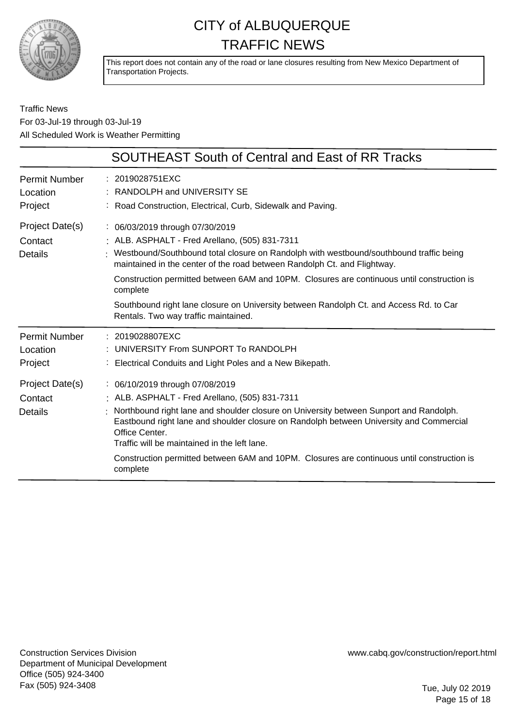# CITY of ALBUQUERQUE TRAFFIC NEWS

This report does not contain any of the road or lane closures resulting from New Mexico Department of Transportation Projects.

Traffic News
For 03-Jul-19 through 03-Jul-19
All Scheduled Work is Weather Permitting

## SOUTHEAST South of Central and East of RR Tracks

| | |
|---|---|
| Permit Number | 2019028751EXC |
| Location | RANDOLPH and UNIVERSITY SE |
| Project | Road Construction, Electrical, Curb, Sidewalk and Paving. |
| Project Date(s) | 06/03/2019 through 07/30/2019 |
| Contact | ALB. ASPHALT - Fred Arellano, (505) 831-7311 |
| Details | Westbound/Southbound total closure on Randolph with westbound/southbound traffic being maintained in the center of the road between Randolph Ct. and Flightway.<br><br>Construction permitted between 6AM and 10PM. Closures are continuous until construction is complete<br><br>Southbound right lane closure on University between Randolph Ct. and Access Rd. to Car Rentals. Two way traffic maintained. |

| | |
|---|---|
| Permit Number | 2019028807EXC |
| Location | UNIVERSITY From SUNPORT To RANDOLPH |
| Project | Electrical Conduits and Light Poles and a New Bikepath. |
| Project Date(s) | 06/10/2019 through 07/08/2019 |
| Contact | ALB. ASPHALT - Fred Arellano, (505) 831-7311 |
| Details | Northbound right lane and shoulder closure on University between Sunport and Randolph. Eastbound right lane and shoulder closure on Randolph between University and Commercial Office Center.<br>Traffic will be maintained in the left lane.<br><br>Construction permitted between 6AM and 10PM. Closures are continuous until construction is complete |

Construction Services Division
Department of Municipal Development
Office (505) 924-3400
Fax (505) 924-3408

www.cabq.gov/construction/report.html

Tue, July 02 2019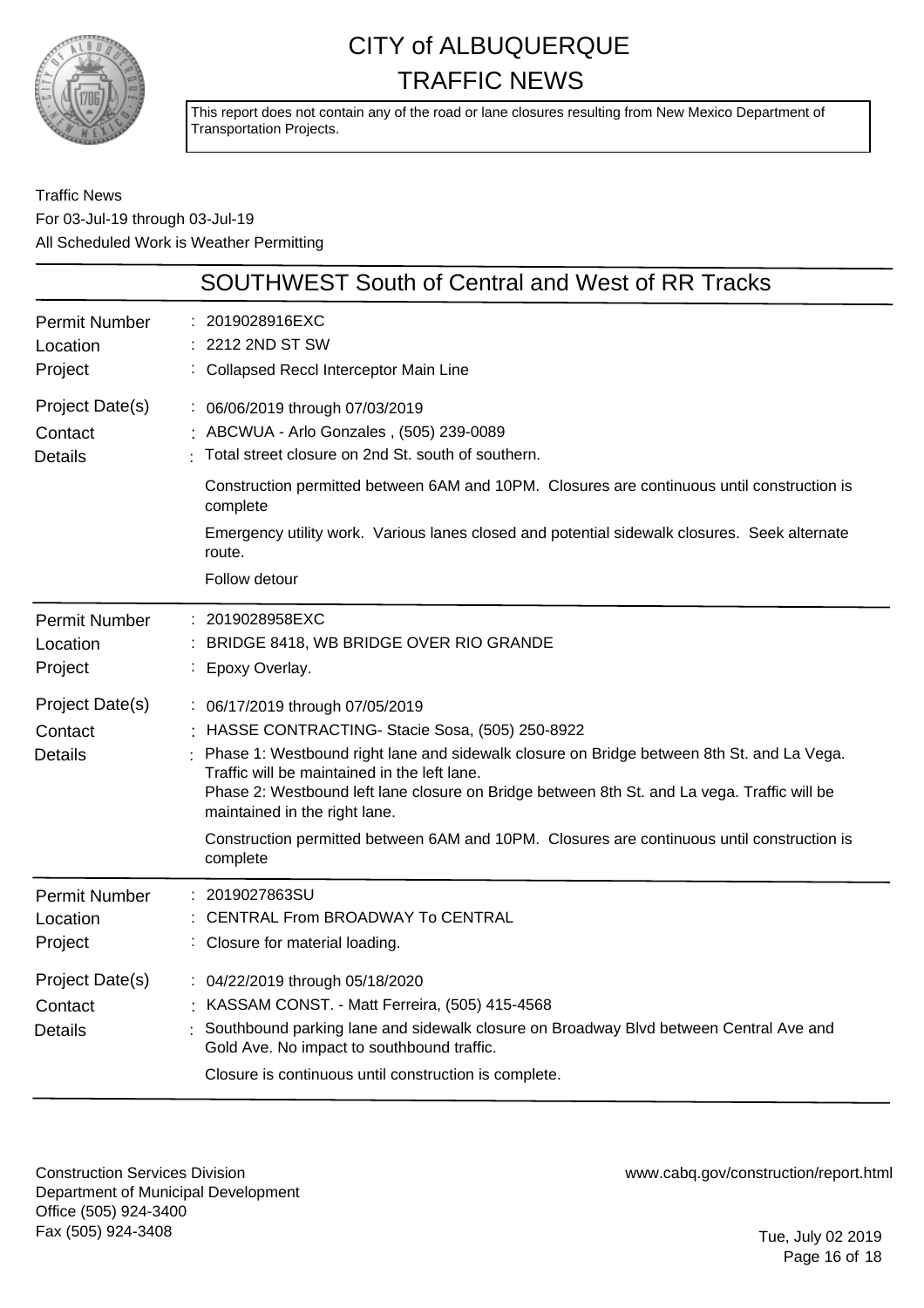# CITY of ALBUQUERQUE
# TRAFFIC NEWS

This report does not contain any of the road or lane closures resulting from New Mexico Department of Transportation Projects.

Traffic News
For 03-Jul-19 through 03-Jul-19
All Scheduled Work is Weather Permitting

## SOUTHWEST South of Central and West of RR Tracks

| | |
|---|---|
| Permit Number | : 2019028916EXC |
| Location | : 2212 2ND ST SW |
| Project | : Collapsed Reccl Interceptor Main Line |
| Project Date(s) | : 06/06/2019 through 07/03/2019 |
| Contact | : ABCWUA - Arlo Gonzales , (505) 239-0089 |
| Details | : Total street closure on 2nd St. south of southern.<br><br>Construction permitted between 6AM and 10PM. Closures are continuous until construction is complete<br><br>Emergency utility work. Various lanes closed and potential sidewalk closures. Seek alternate route.<br><br>Follow detour |

| | |
|---|---|
| Permit Number | : 2019028958EXC |
| Location | : BRIDGE 8418, WB BRIDGE OVER RIO GRANDE |
| Project | : Epoxy Overlay. |
| Project Date(s) | : 06/17/2019 through 07/05/2019 |
| Contact | : HASSE CONTRACTING- Stacie Sosa, (505) 250-8922 |
| Details | : Phase 1: Westbound right lane and sidewalk closure on Bridge between 8th St. and La Vega. Traffic will be maintained in the left lane.<br>Phase 2: Westbound left lane closure on Bridge between 8th St. and La vega. Traffic will be maintained in the right lane.<br><br>Construction permitted between 6AM and 10PM. Closures are continuous until construction is complete |

| | |
|---|---|
| Permit Number | : 2019027863SU |
| Location | : CENTRAL From BROADWAY To CENTRAL |
| Project | : Closure for material loading. |
| Project Date(s) | : 04/22/2019 through 05/18/2020 |
| Contact | : KASSAM CONST. - Matt Ferreira, (505) 415-4568 |
| Details | : Southbound parking lane and sidewalk closure on Broadway Blvd between Central Ave and Gold Ave. No impact to southbound traffic.<br><br>Closure is continuous until construction is complete. |

Construction Services Division
Department of Municipal Development
Office (505) 924-3400
Fax (505) 924-3408

www.cabq.gov/construction/report.html

Tue, July 02 2019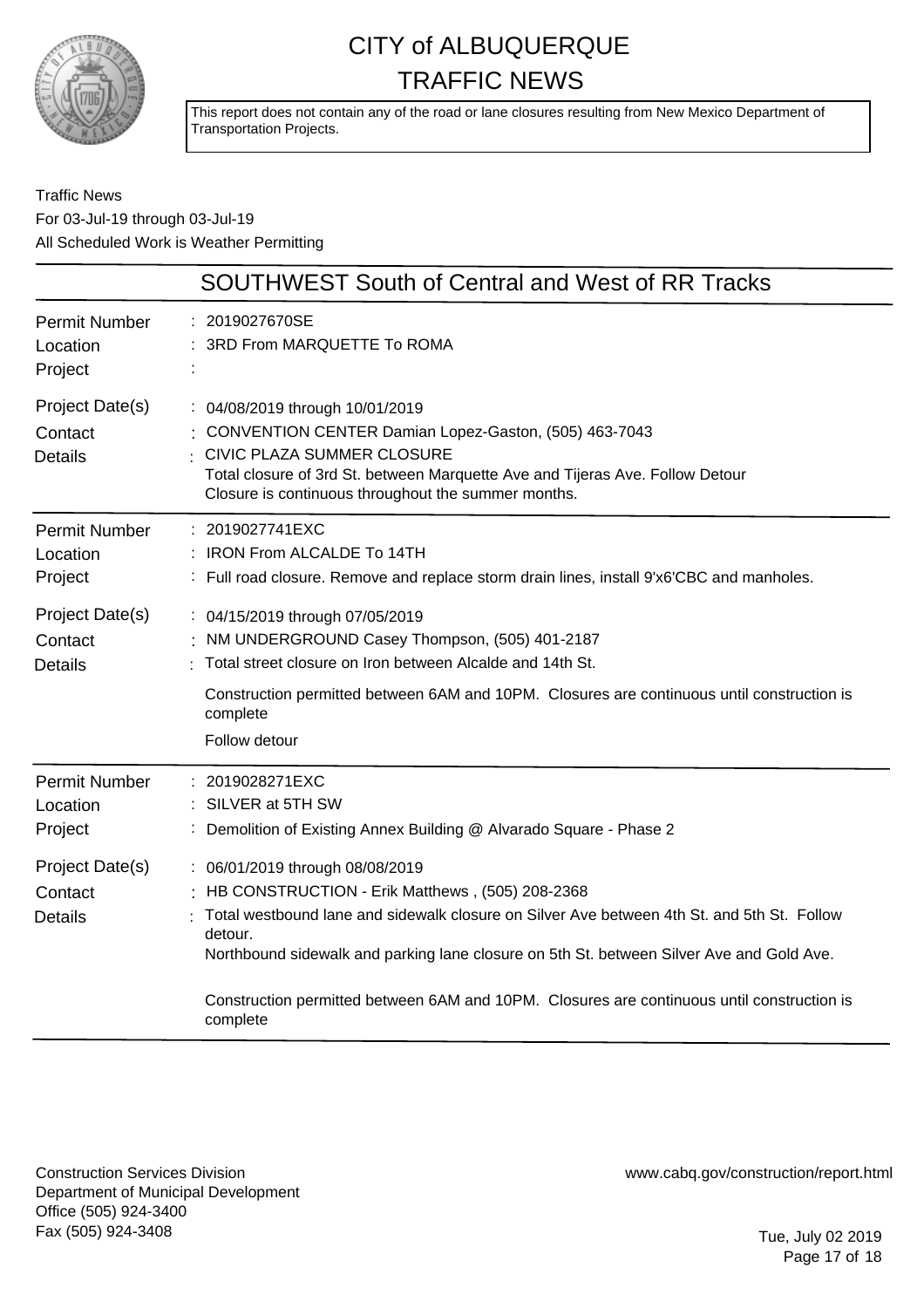# CITY of ALBUQUERQUE
# TRAFFIC NEWS

This report does not contain any of the road or lane closures resulting from New Mexico Department of Transportation Projects.

Traffic News
For 03-Jul-19 through 03-Jul-19
All Scheduled Work is Weather Permitting

## SOUTHWEST South of Central and West of RR Tracks

| | |
|---|---|
| Permit Number | : 2019027670SE |
| Location | : 3RD From MARQUETTE To ROMA |
| Project | : |
| Project Date(s) | : 04/08/2019 through 10/01/2019 |
| Contact | : CONVENTION CENTER Damian Lopez-Gaston, (505) 463-7043 |
| Details | : CIVIC PLAZA SUMMER CLOSURE<br>Total closure of 3rd St. between Marquette Ave and Tijeras Ave. Follow Detour<br>Closure is continuous throughout the summer months. |

| | |
|---|---|
| Permit Number | : 2019027741EXC |
| Location | : IRON From ALCALDE To 14TH |
| Project | : Full road closure. Remove and replace storm drain lines, install 9'x6'CBC and manholes. |
| Project Date(s) | : 04/15/2019 through 07/05/2019 |
| Contact | : NM UNDERGROUND Casey Thompson, (505) 401-2187 |
| Details | : Total street closure on Iron between Alcalde and 14th St.<br>Construction permitted between 6AM and 10PM. Closures are continuous until construction is complete<br>Follow detour |

| | |
|---|---|
| Permit Number | : 2019028271EXC |
| Location | : SILVER at 5TH SW |
| Project | : Demolition of Existing Annex Building @ Alvarado Square - Phase 2 |
| Project Date(s) | : 06/01/2019 through 08/08/2019 |
| Contact | : HB CONSTRUCTION - Erik Matthews , (505) 208-2368 |
| Details | : Total westbound lane and sidewalk closure on Silver Ave between 4th St. and 5th St. Follow detour.<br>Northbound sidewalk and parking lane closure on 5th St. between Silver Ave and Gold Ave.<br>Construction permitted between 6AM and 10PM. Closures are continuous until construction is complete |

Construction Services Division
Department of Municipal Development
Office (505) 924-3400
Fax (505) 924-3408

www.cabq.gov/construction/report.html

Tue, July 02 2019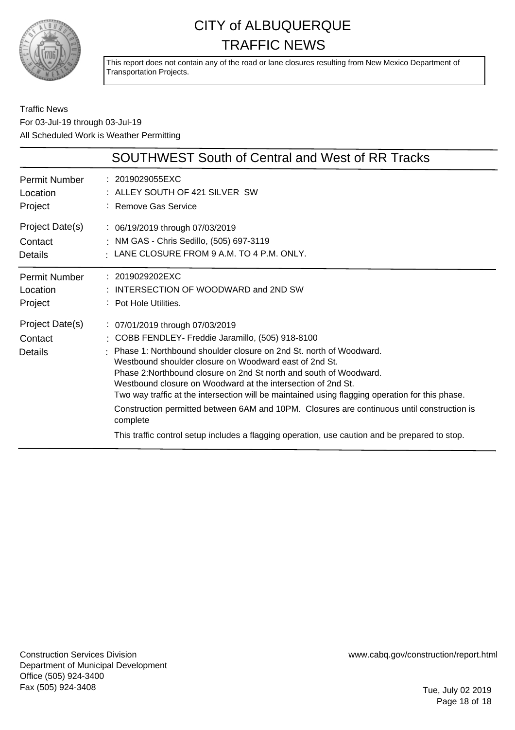# CITY of ALBUQUERQUE TRAFFIC NEWS

This report does not contain any of the road or lane closures resulting from New Mexico Department of Transportation Projects.

Traffic News
For 03-Jul-19 through 03-Jul-19
All Scheduled Work is Weather Permitting

## SOUTHWEST South of Central and West of RR Tracks

| | |
|---|---|
| Permit Number | 2019029055EXC |
| Location | ALLEY SOUTH OF 421 SILVER SW |
| Project | Remove Gas Service |
| Project Date(s) | 06/19/2019 through 07/03/2019 |
| Contact | NM GAS - Chris Sedillo, (505) 697-3119 |
| Details | LANE CLOSURE FROM 9 A.M. TO 4 P.M. ONLY. |

| | |
|---|---|
| Permit Number | 2019029202EXC |
| Location | INTERSECTION OF WOODWARD and 2ND SW |
| Project | Pot Hole Utilities. |
| Project Date(s) | 07/01/2019 through 07/03/2019 |
| Contact | COBB FENDLEY- Freddie Jaramillo, (505) 918-8100 |
| Details | Phase 1: Northbound shoulder closure on 2nd St. north of Woodward.<br>Westbound shoulder closure on Woodward east of 2nd St.<br>Phase 2:Northbound closure on 2nd St north and south of Woodward.<br>Westbound closure on Woodward at the intersection of 2nd St.<br>Two way traffic at the intersection will be maintained using flagging operation for this phase.<br>Construction permitted between 6AM and 10PM. Closures are continuous until construction is complete<br>This traffic control setup includes a flagging operation, use caution and be prepared to stop. |

Construction Services Division
Department of Municipal Development
Office (505) 924-3400
Fax (505) 924-3408

www.cabq.gov/construction/report.html

Tue, July 02 2019